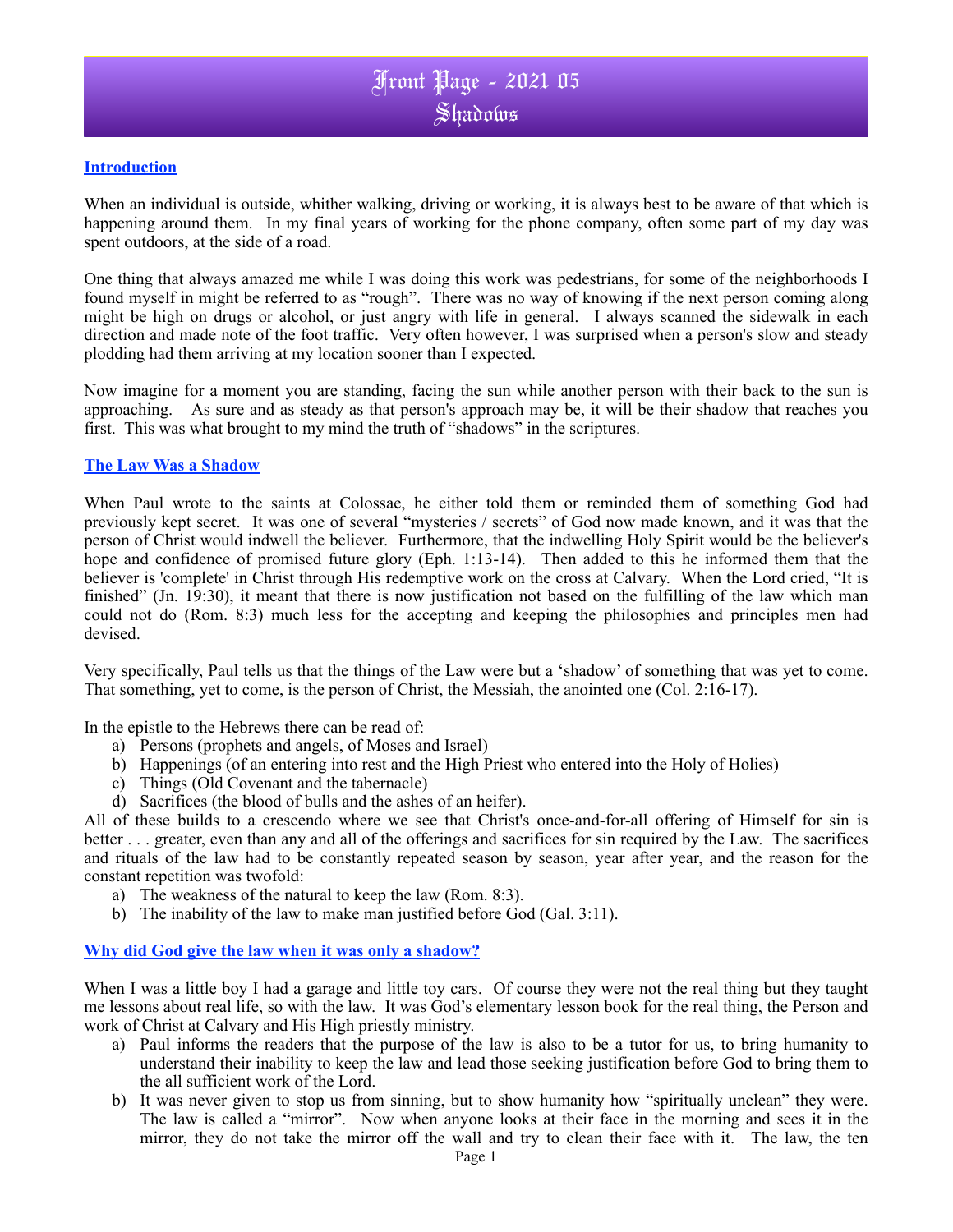# Front Page - 2021 05
# Shadows

## Introduction

When an individual is outside, whither walking, driving or working, it is always best to be aware of that which is happening around them. In my final years of working for the phone company, often some part of my day was spent outdoors, at the side of a road.

One thing that always amazed me while I was doing this work was pedestrians, for some of the neighborhoods I found myself in might be referred to as "rough". There was no way of knowing if the next person coming along might be high on drugs or alcohol, or just angry with life in general. I always scanned the sidewalk in each direction and made note of the foot traffic. Very often however, I was surprised when a person's slow and steady plodding had them arriving at my location sooner than I expected.

Now imagine for a moment you are standing, facing the sun while another person with their back to the sun is approaching. As sure and as steady as that person's approach may be, it will be their shadow that reaches you first. This was what brought to my mind the truth of "shadows" in the scriptures.

## The Law Was a Shadow

When Paul wrote to the saints at Colossae, he either told them or reminded them of something God had previously kept secret. It was one of several "mysteries / secrets" of God now made known, and it was that the person of Christ would indwell the believer. Furthermore, that the indwelling Holy Spirit would be the believer's hope and confidence of promised future glory (Eph. 1:13-14). Then added to this he informed them that the believer is 'complete' in Christ through His redemptive work on the cross at Calvary. When the Lord cried, "It is finished" (Jn. 19:30), it meant that there is now justification not based on the fulfilling of the law which man could not do (Rom. 8:3) much less for the accepting and keeping the philosophies and principles men had devised.

Very specifically, Paul tells us that the things of the Law were but a 'shadow' of something that was yet to come. That something, yet to come, is the person of Christ, the Messiah, the anointed one (Col. 2:16-17).

In the epistle to the Hebrews there can be read of:

a) Persons (prophets and angels, of Moses and Israel)
b) Happenings (of an entering into rest and the High Priest who entered into the Holy of Holies)
c) Things (Old Covenant and the tabernacle)
d) Sacrifices (the blood of bulls and the ashes of an heifer).

All of these builds to a crescendo where we see that Christ's once-and-for-all offering of Himself for sin is better . . . greater, even than any and all of the offerings and sacrifices for sin required by the Law. The sacrifices and rituals of the law had to be constantly repeated season by season, year after year, and the reason for the constant repetition was twofold:

a) The weakness of the natural to keep the law (Rom. 8:3).
b) The inability of the law to make man justified before God (Gal. 3:11).

## Why did God give the law when it was only a shadow?

When I was a little boy I had a garage and little toy cars. Of course they were not the real thing but they taught me lessons about real life, so with the law. It was God's elementary lesson book for the real thing, the Person and work of Christ at Calvary and His High priestly ministry.

a) Paul informs the readers that the purpose of the law is also to be a tutor for us, to bring humanity to understand their inability to keep the law and lead those seeking justification before God to bring them to the all sufficient work of the Lord.
b) It was never given to stop us from sinning, but to show humanity how "spiritually unclean" they were. The law is called a "mirror". Now when anyone looks at their face in the morning and sees it in the mirror, they do not take the mirror off the wall and try to clean their face with it. The law, the ten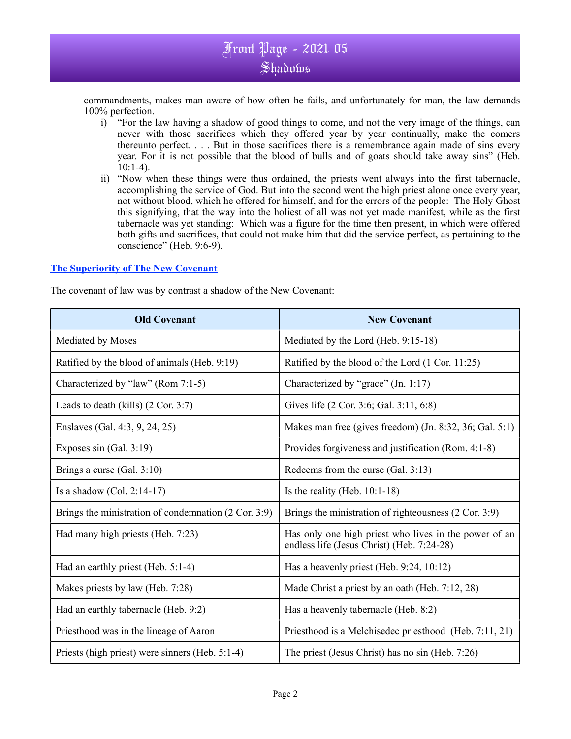commandments, makes man aware of how often he fails, and unfortunately for man, the law demands 100% perfection.

i) "For the law having a shadow of good things to come, and not the very image of the things, can never with those sacrifices which they offered year by year continually, make the comers thereunto perfect. . . . But in those sacrifices there is a remembrance again made of sins every year. For it is not possible that the blood of bulls and of goats should take away sins" (Heb. 10:1-4).

ii) "Now when these things were thus ordained, the priests went always into the first tabernacle, accomplishing the service of God. But into the second went the high priest alone once every year, not without blood, which he offered for himself, and for the errors of the people: The Holy Ghost this signifying, that the way into the holiest of all was not yet made manifest, while as the first tabernacle was yet standing: Which was a figure for the time then present, in which were offered both gifts and sacrifices, that could not make him that did the service perfect, as pertaining to the conscience" (Heb. 9:6-9).

### The Superiority of The New Covenant

The covenant of law was by contrast a shadow of the New Covenant:

| Old Covenant | New Covenant |
|---|---|
| Mediated by Moses | Mediated by the Lord (Heb. 9:15-18) |
| Ratified by the blood of animals (Heb. 9:19) | Ratified by the blood of the Lord (1 Cor. 11:25) |
| Characterized by "law" (Rom 7:1-5) | Characterized by "grace" (Jn. 1:17) |
| Leads to death (kills) (2 Cor. 3:7) | Gives life (2 Cor. 3:6; Gal. 3:11, 6:8) |
| Enslaves (Gal. 4:3, 9, 24, 25) | Makes man free (gives freedom) (Jn. 8:32, 36; Gal. 5:1) |
| Exposes sin (Gal. 3:19) | Provides forgiveness and justification (Rom. 4:1-8) |
| Brings a curse (Gal. 3:10) | Redeems from the curse (Gal. 3:13) |
| Is a shadow (Col. 2:14-17) | Is the reality (Heb. 10:1-18) |
| Brings the ministration of condemnation (2 Cor. 3:9) | Brings the ministration of righteousness (2 Cor. 3:9) |
| Had many high priests (Heb. 7:23) | Has only one high priest who lives in the power of an endless life (Jesus Christ) (Heb. 7:24-28) |
| Had an earthly priest (Heb. 5:1-4) | Has a heavenly priest (Heb. 9:24, 10:12) |
| Makes priests by law (Heb. 7:28) | Made Christ a priest by an oath (Heb. 7:12, 28) |
| Had an earthly tabernacle (Heb. 9:2) | Has a heavenly tabernacle (Heb. 8:2) |
| Priesthood was in the lineage of Aaron | Priesthood is a Melchisedec priesthood (Heb. 7:11, 21) |
| Priests (high priest) were sinners (Heb. 5:1-4) | The priest (Jesus Christ) has no sin (Heb. 7:26) |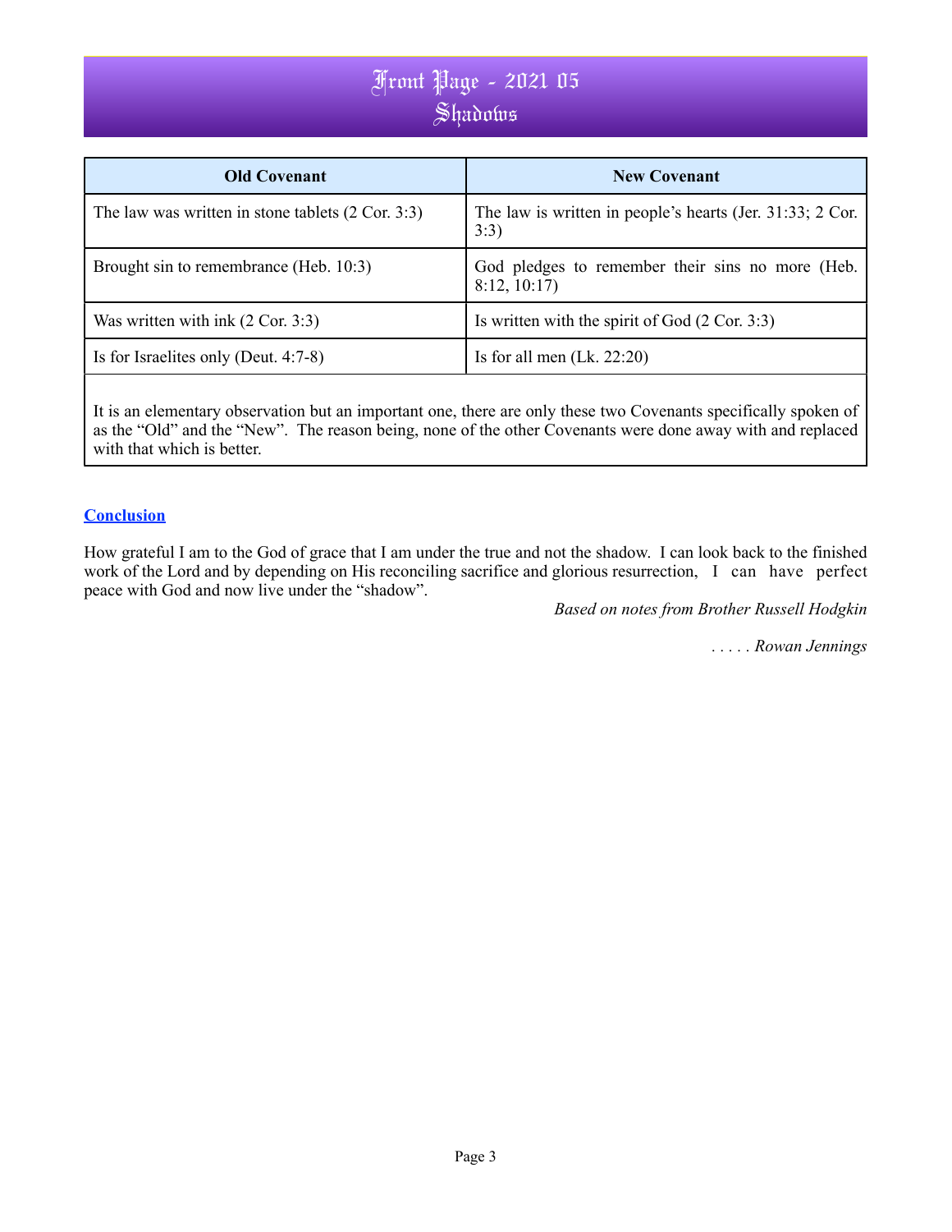# Front Page - 2021 05
# Shadows

| Old Covenant | New Covenant |
|---|---|
| The law was written in stone tablets (2 Cor. 3:3) | The law is written in people's hearts (Jer. 31:33; 2 Cor. 3:3) |
| Brought sin to remembrance (Heb. 10:3) | God pledges to remember their sins no more (Heb. 8:12, 10:17) |
| Was written with ink (2 Cor. 3:3) | Is written with the spirit of God (2 Cor. 3:3) |
| Is for Israelites only (Deut. 4:7-8) | Is for all men (Lk. 22:20) |

It is an elementary observation but an important one, there are only these two Covenants specifically spoken of as the "Old" and the "New". The reason being, none of the other Covenants were done away with and replaced with that which is better.

**Conclusion**

How grateful I am to the God of grace that I am under the true and not the shadow. I can look back to the finished work of the Lord and by depending on His reconciling sacrifice and glorious resurrection, I can have perfect peace with God and now live under the "shadow".

*Based on notes from Brother Russell Hodgkin*

*. . . . . Rowan Jennings*